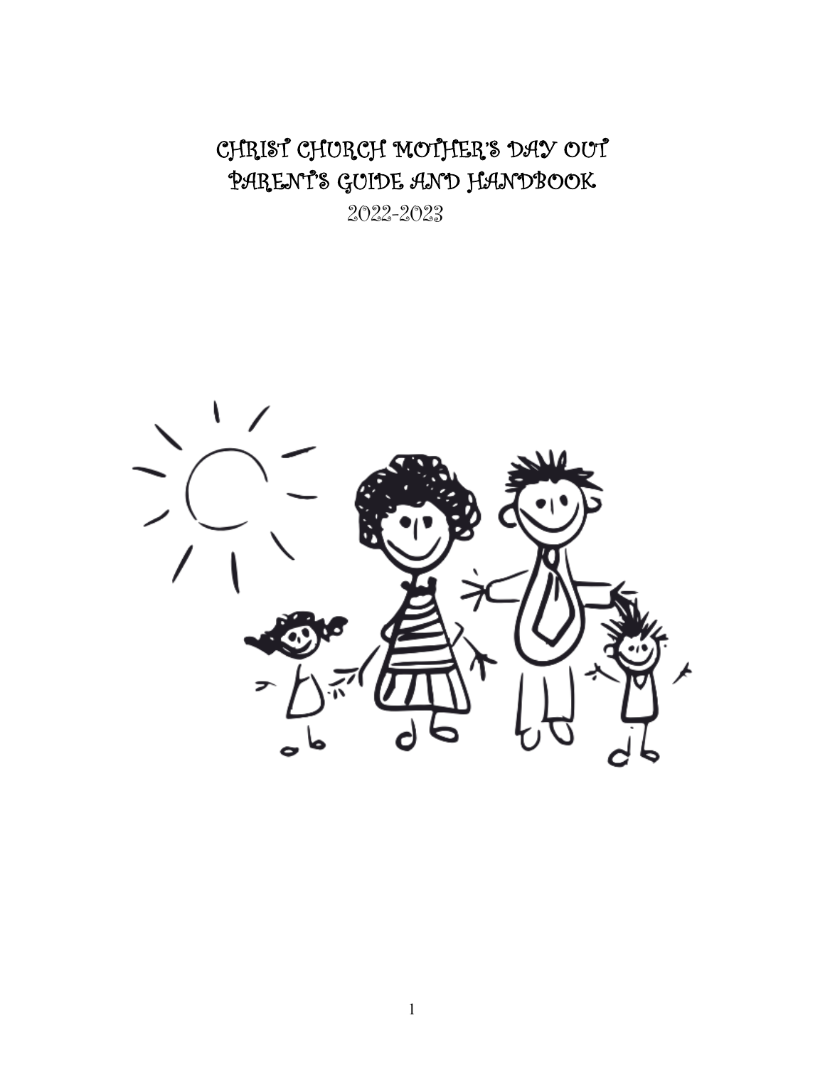# CHRIST CHURCH MOTHER'S DAY OUT
# PARENT'S GUIDE AND HANDBOOK

2022-2023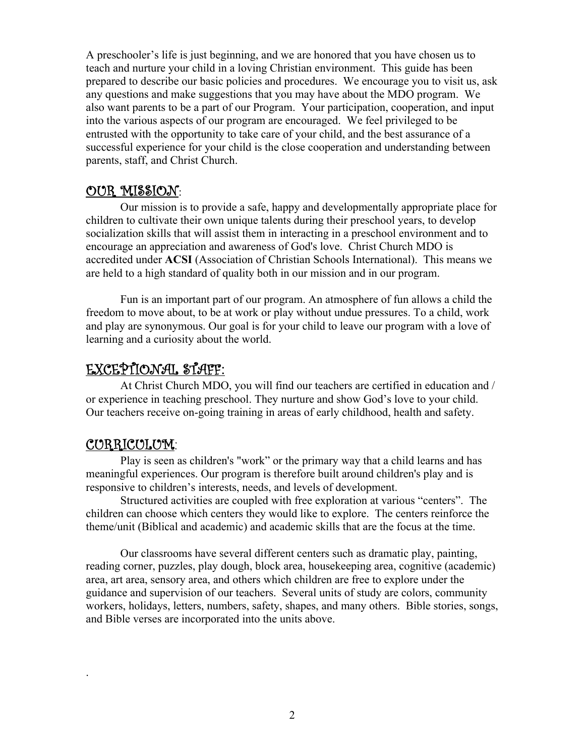A preschooler's life is just beginning, and we are honored that you have chosen us to teach and nurture your child in a loving Christian environment. This guide has been prepared to describe our basic policies and procedures. We encourage you to visit us, ask any questions and make suggestions that you may have about the MDO program. We also want parents to be a part of our Program. Your participation, cooperation, and input into the various aspects of our program are encouraged. We feel privileged to be entrusted with the opportunity to take care of your child, and the best assurance of a successful experience for your child is the close cooperation and understanding between parents, staff, and Christ Church.

## OUR MISSION:

Our mission is to provide a safe, happy and developmentally appropriate place for children to cultivate their own unique talents during their preschool years, to develop socialization skills that will assist them in interacting in a preschool environment and to encourage an appreciation and awareness of God's love. Christ Church MDO is accredited under **ACSI** (Association of Christian Schools International). This means we are held to a high standard of quality both in our mission and in our program.

Fun is an important part of our program. An atmosphere of fun allows a child the freedom to move about, to be at work or play without undue pressures. To a child, work and play are synonymous. Our goal is for your child to leave our program with a love of learning and a curiosity about the world.

## EXCEPTIONAL STAFF:

At Christ Church MDO, you will find our teachers are certified in education and / or experience in teaching preschool. They nurture and show God's love to your child. Our teachers receive on-going training in areas of early childhood, health and safety.

## CURRICULUM:

Play is seen as children's "work" or the primary way that a child learns and has meaningful experiences. Our program is therefore built around children's play and is responsive to children's interests, needs, and levels of development.

Structured activities are coupled with free exploration at various "centers". The children can choose which centers they would like to explore. The centers reinforce the theme/unit (Biblical and academic) and academic skills that are the focus at the time.

Our classrooms have several different centers such as dramatic play, painting, reading corner, puzzles, play dough, block area, housekeeping area, cognitive (academic) area, art area, sensory area, and others which children are free to explore under the guidance and supervision of our teachers. Several units of study are colors, community workers, holidays, letters, numbers, safety, shapes, and many others. Bible stories, songs, and Bible verses are incorporated into the units above.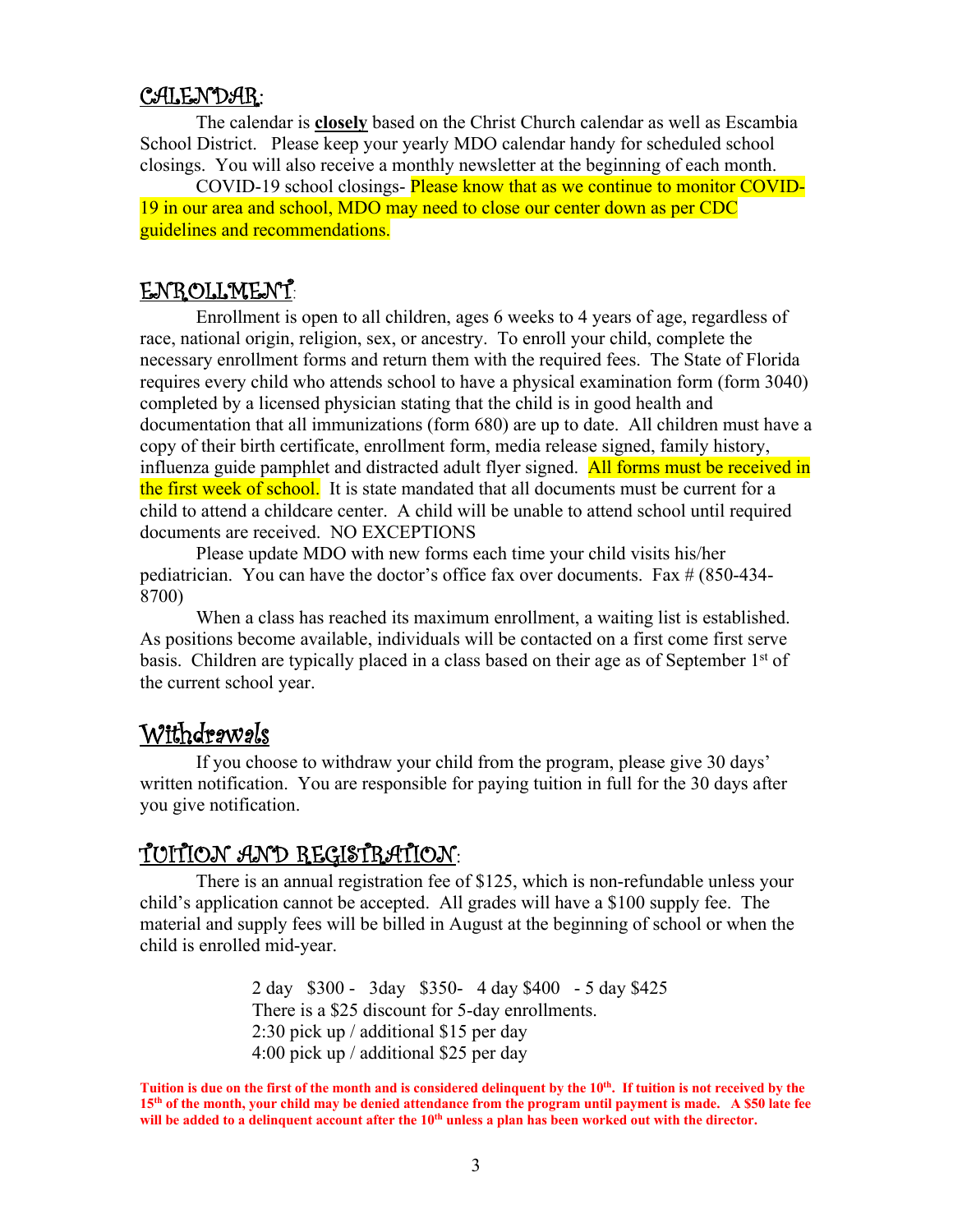## CALENDAR:

The calendar is **closely** based on the Christ Church calendar as well as Escambia School District. Please keep your yearly MDO calendar handy for scheduled school closings. You will also receive a monthly newsletter at the beginning of each month.

COVID-19 school closings- Please know that as we continue to monitor COVID-19 in our area and school, MDO may need to close our center down as per CDC guidelines and recommendations.

## ENROLLMENT:

Enrollment is open to all children, ages 6 weeks to 4 years of age, regardless of race, national origin, religion, sex, or ancestry. To enroll your child, complete the necessary enrollment forms and return them with the required fees. The State of Florida requires every child who attends school to have a physical examination form (form 3040) completed by a licensed physician stating that the child is in good health and documentation that all immunizations (form 680) are up to date. All children must have a copy of their birth certificate, enrollment form, media release signed, family history, influenza guide pamphlet and distracted adult flyer signed. All forms must be received in the first week of school. It is state mandated that all documents must be current for a child to attend a childcare center. A child will be unable to attend school until required documents are received. NO EXCEPTIONS

Please update MDO with new forms each time your child visits his/her pediatrician. You can have the doctor's office fax over documents. Fax # (850-434-8700)

When a class has reached its maximum enrollment, a waiting list is established. As positions become available, individuals will be contacted on a first come first serve basis. Children are typically placed in a class based on their age as of September 1st of the current school year.

## Withdrawals

If you choose to withdraw your child from the program, please give 30 days' written notification. You are responsible for paying tuition in full for the 30 days after you give notification.

## TUITION AND REGISTRATION:

There is an annual registration fee of $125, which is non-refundable unless your child's application cannot be accepted. All grades will have a $100 supply fee. The material and supply fees will be billed in August at the beginning of school or when the child is enrolled mid-year.

2 day $300 - 3day $350- 4 day $400 - 5 day $425
There is a $25 discount for 5-day enrollments.
2:30 pick up / additional $15 per day
4:00 pick up / additional $25 per day

**Tuition is due on the first of the month and is considered delinquent by the 10th. If tuition is not received by the 15th of the month, your child may be denied attendance from the program until payment is made. A $50 late fee will be added to a delinquent account after the 10th unless a plan has been worked out with the director.**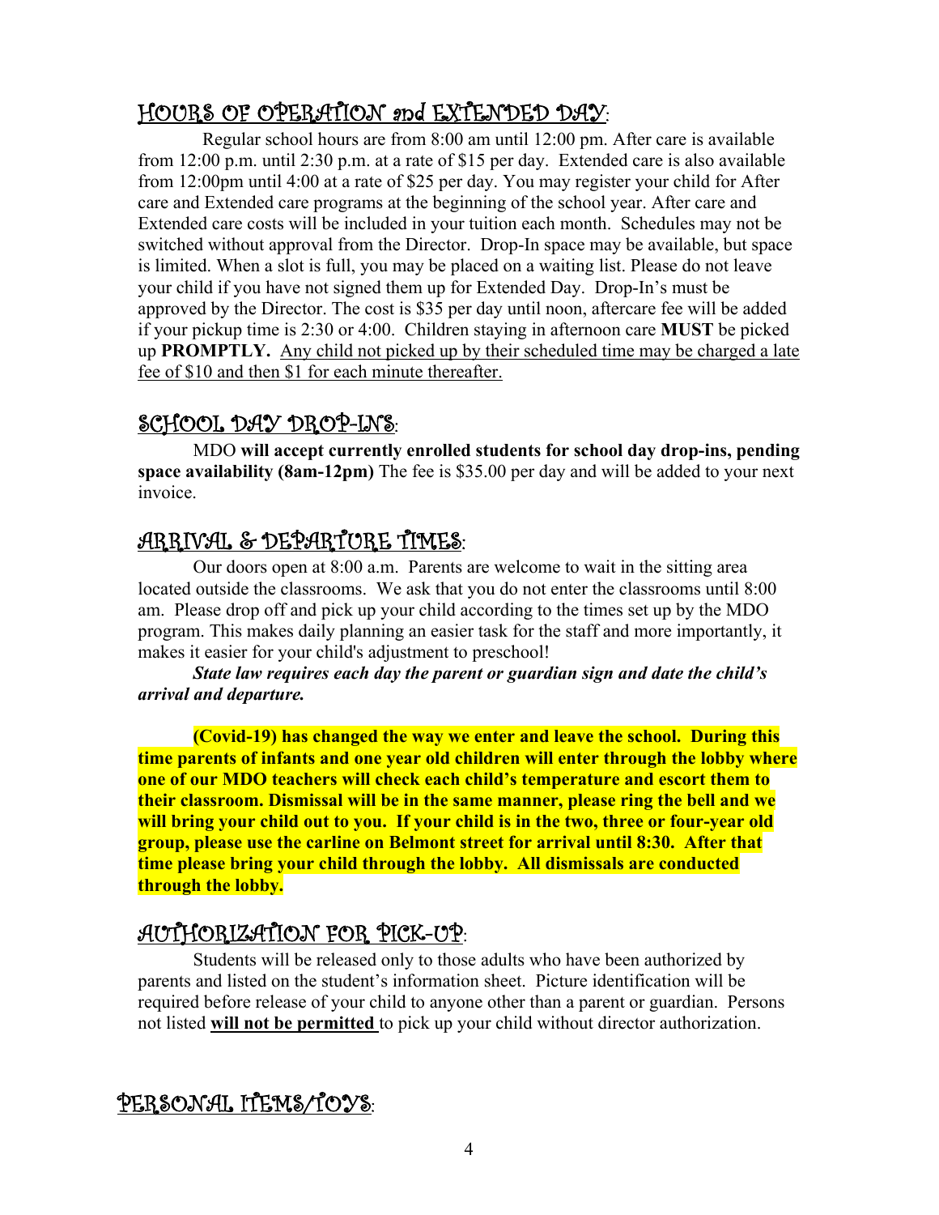## HOURS OF OPERATION and EXTENDED DAY:

Regular school hours are from 8:00 am until 12:00 pm. After care is available from 12:00 p.m. until 2:30 p.m. at a rate of $15 per day. Extended care is also available from 12:00pm until 4:00 at a rate of $25 per day. You may register your child for After care and Extended care programs at the beginning of the school year. After care and Extended care costs will be included in your tuition each month. Schedules may not be switched without approval from the Director. Drop-In space may be available, but space is limited. When a slot is full, you may be placed on a waiting list. Please do not leave your child if you have not signed them up for Extended Day. Drop-In's must be approved by the Director. The cost is $35 per day until noon, aftercare fee will be added if your pickup time is 2:30 or 4:00. Children staying in afternoon care **MUST** be picked up **PROMPTLY.** <u>Any child not picked up by their scheduled time may be charged a late fee of $10 and then $1 for each minute thereafter.</u>

## SCHOOL DAY DROP-INS:

MDO **will accept currently enrolled students for school day drop-ins, pending space availability (8am-12pm)** The fee is $35.00 per day and will be added to your next invoice.

## ARRIVAL & DEPARTURE TIMES:

Our doors open at 8:00 a.m. Parents are welcome to wait in the sitting area located outside the classrooms. We ask that you do not enter the classrooms until 8:00 am. Please drop off and pick up your child according to the times set up by the MDO program. This makes daily planning an easier task for the staff and more importantly, it makes it easier for your child's adjustment to preschool!

***State law requires each day the parent or guardian sign and date the child's arrival and departure.***

**(Covid-19) has changed the way we enter and leave the school. During this time parents of infants and one year old children will enter through the lobby where one of our MDO teachers will check each child's temperature and escort them to their classroom. Dismissal will be in the same manner, please ring the bell and we will bring your child out to you. If your child is in the two, three or four-year old group, please use the carline on Belmont street for arrival until 8:30. After that time please bring your child through the lobby. All dismissals are conducted through the lobby.**

## AUTHORIZATION FOR PICK-UP:

Students will be released only to those adults who have been authorized by parents and listed on the student's information sheet. Picture identification will be required before release of your child to anyone other than a parent or guardian. Persons not listed **<u>will not be permitted</u>** to pick up your child without director authorization.

## PERSONAL ITEMS/TOYS: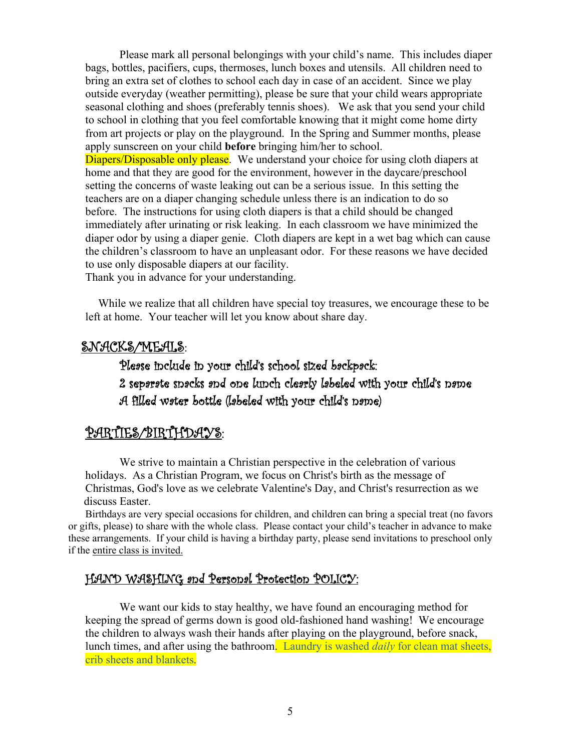Please mark all personal belongings with your child's name. This includes diaper bags, bottles, pacifiers, cups, thermoses, lunch boxes and utensils. All children need to bring an extra set of clothes to school each day in case of an accident. Since we play outside everyday (weather permitting), please be sure that your child wears appropriate seasonal clothing and shoes (preferably tennis shoes). We ask that you send your child to school in clothing that you feel comfortable knowing that it might come home dirty from art projects or play on the playground. In the Spring and Summer months, please apply sunscreen on your child **before** bringing him/her to school.

Diapers/Disposable only please. We understand your choice for using cloth diapers at home and that they are good for the environment, however in the daycare/preschool setting the concerns of waste leaking out can be a serious issue. In this setting the teachers are on a diaper changing schedule unless there is an indication to do so before. The instructions for using cloth diapers is that a child should be changed immediately after urinating or risk leaking. In each classroom we have minimized the diaper odor by using a diaper genie. Cloth diapers are kept in a wet bag which can cause the children's classroom to have an unpleasant odor. For these reasons we have decided to use only disposable diapers at our facility.

Thank you in advance for your understanding.

While we realize that all children have special toy treasures, we encourage these to be left at home. Your teacher will let you know about share day.

## SNACKS/MEALS:

Please include in your child's school sized backpack:

2 separate snacks and one lunch clearly labeled with your child's name

A filled water bottle (labeled with your child's name)

## PARTIES/BIRTHDAYS:

We strive to maintain a Christian perspective in the celebration of various holidays. As a Christian Program, we focus on Christ's birth as the message of Christmas, God's love as we celebrate Valentine's Day, and Christ's resurrection as we discuss Easter.

Birthdays are very special occasions for children, and children can bring a special treat (no favors or gifts, please) to share with the whole class. Please contact your child's teacher in advance to make these arrangements. If your child is having a birthday party, please send invitations to preschool only if the entire class is invited.

## HAND WASHING and Personal Protection POLICY:

We want our kids to stay healthy, we have found an encouraging method for keeping the spread of germs down is good old-fashioned hand washing! We encourage the children to always wash their hands after playing on the playground, before snack, lunch times, and after using the bathroom. Laundry is washed *daily* for clean mat sheets, crib sheets and blankets.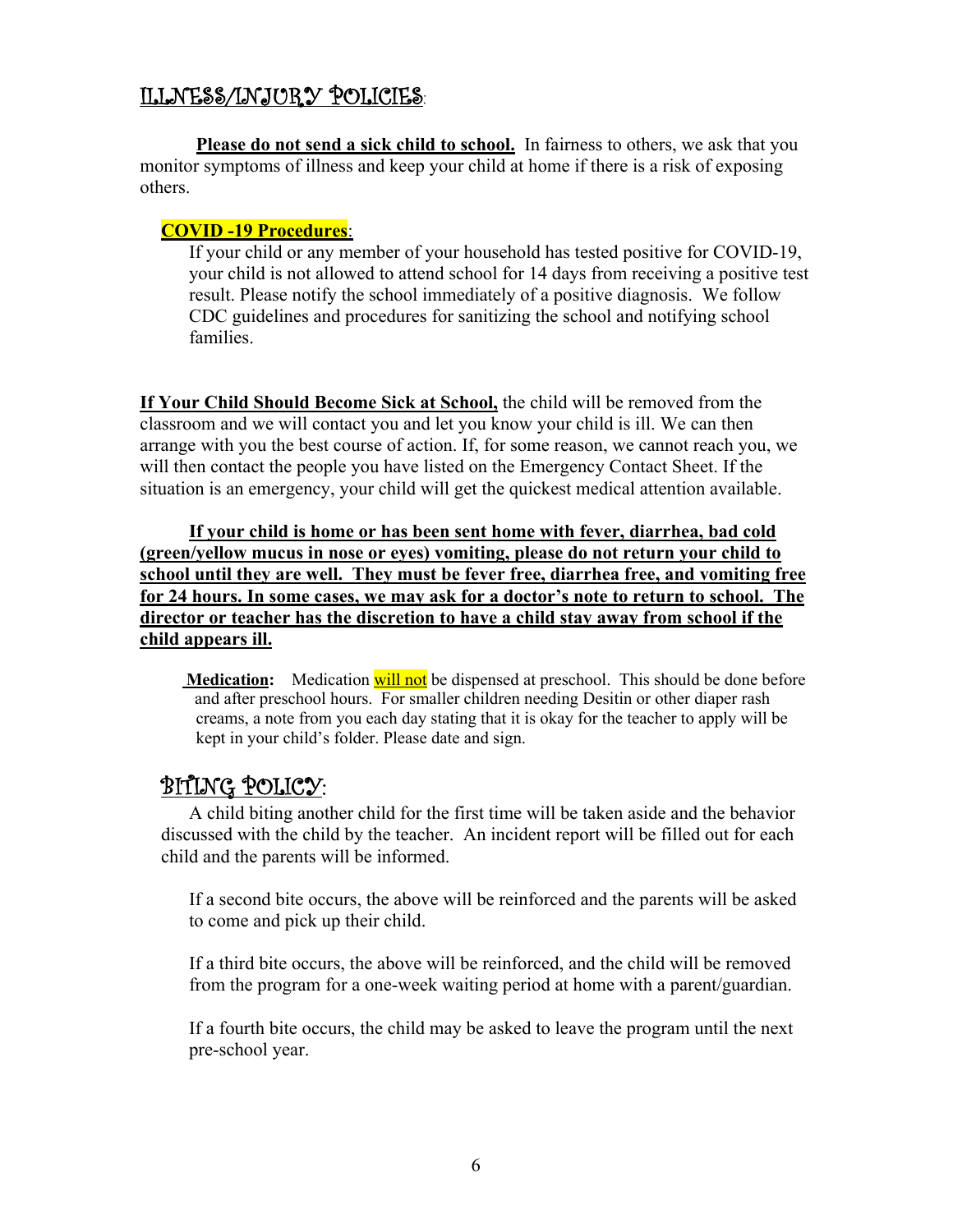## ILLNESS/INJURY POLICIES:

**Please do not send a sick child to school.** In fairness to others, we ask that you monitor symptoms of illness and keep your child at home if there is a risk of exposing others.

**COVID -19 Procedures**:

If your child or any member of your household has tested positive for COVID-19, your child is not allowed to attend school for 14 days from receiving a positive test result. Please notify the school immediately of a positive diagnosis. We follow CDC guidelines and procedures for sanitizing the school and notifying school families.

**If Your Child Should Become Sick at School,** the child will be removed from the classroom and we will contact you and let you know your child is ill. We can then arrange with you the best course of action. If, for some reason, we cannot reach you, we will then contact the people you have listed on the Emergency Contact Sheet. If the situation is an emergency, your child will get the quickest medical attention available.

**If your child is home or has been sent home with fever, diarrhea, bad cold (green/yellow mucus in nose or eyes) vomiting, please do not return your child to school until they are well. They must be fever free, diarrhea free, and vomiting free for 24 hours. In some cases, we may ask for a doctor's note to return to school. The director or teacher has the discretion to have a child stay away from school if the child appears ill.**

**Medication:** Medication will not be dispensed at preschool. This should be done before and after preschool hours. For smaller children needing Desitin or other diaper rash creams, a note from you each day stating that it is okay for the teacher to apply will be kept in your child's folder. Please date and sign.

## BITING POLICY:

A child biting another child for the first time will be taken aside and the behavior discussed with the child by the teacher. An incident report will be filled out for each child and the parents will be informed.

If a second bite occurs, the above will be reinforced and the parents will be asked to come and pick up their child.

If a third bite occurs, the above will be reinforced, and the child will be removed from the program for a one-week waiting period at home with a parent/guardian.

If a fourth bite occurs, the child may be asked to leave the program until the next pre-school year.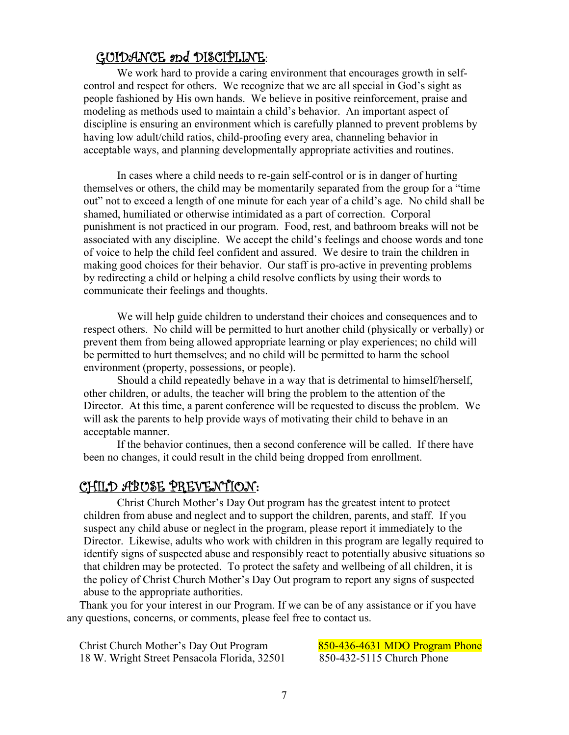## GUIDANCE and DISCIPLINE:

We work hard to provide a caring environment that encourages growth in self-control and respect for others. We recognize that we are all special in God's sight as people fashioned by His own hands. We believe in positive reinforcement, praise and modeling as methods used to maintain a child's behavior. An important aspect of discipline is ensuring an environment which is carefully planned to prevent problems by having low adult/child ratios, child-proofing every area, channeling behavior in acceptable ways, and planning developmentally appropriate activities and routines.

In cases where a child needs to re-gain self-control or is in danger of hurting themselves or others, the child may be momentarily separated from the group for a "time out" not to exceed a length of one minute for each year of a child's age. No child shall be shamed, humiliated or otherwise intimidated as a part of correction. Corporal punishment is not practiced in our program. Food, rest, and bathroom breaks will not be associated with any discipline. We accept the child's feelings and choose words and tone of voice to help the child feel confident and assured. We desire to train the children in making good choices for their behavior. Our staff is pro-active in preventing problems by redirecting a child or helping a child resolve conflicts by using their words to communicate their feelings and thoughts.

We will help guide children to understand their choices and consequences and to respect others. No child will be permitted to hurt another child (physically or verbally) or prevent them from being allowed appropriate learning or play experiences; no child will be permitted to hurt themselves; and no child will be permitted to harm the school environment (property, possessions, or people).

Should a child repeatedly behave in a way that is detrimental to himself/herself, other children, or adults, the teacher will bring the problem to the attention of the Director. At this time, a parent conference will be requested to discuss the problem. We will ask the parents to help provide ways of motivating their child to behave in an acceptable manner.

If the behavior continues, then a second conference will be called. If there have been no changes, it could result in the child being dropped from enrollment.

## CHILD ABUSE PREVENTION:

Christ Church Mother's Day Out program has the greatest intent to protect children from abuse and neglect and to support the children, parents, and staff. If you suspect any child abuse or neglect in the program, please report it immediately to the Director. Likewise, adults who work with children in this program are legally required to identify signs of suspected abuse and responsibly react to potentially abusive situations so that children may be protected. To protect the safety and wellbeing of all children, it is the policy of Christ Church Mother's Day Out program to report any signs of suspected abuse to the appropriate authorities.

Thank you for your interest in our Program. If we can be of any assistance or if you have any questions, concerns, or comments, please feel free to contact us.

Christ Church Mother's Day Out Program — 850-436-4631 MDO Program Phone
18 W. Wright Street Pensacola Florida, 32501 — 850-432-5115 Church Phone